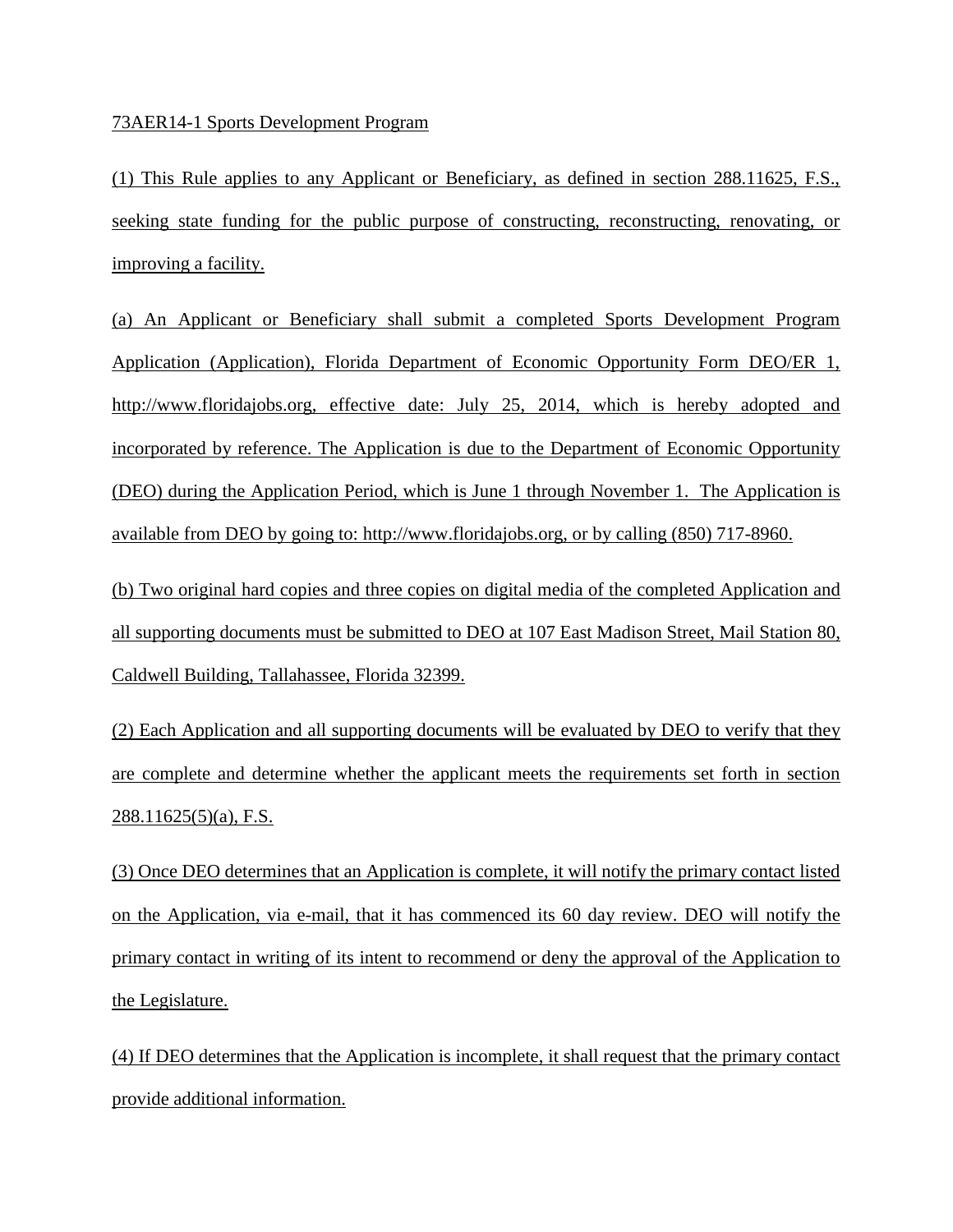73AER14-1 Sports Development Program

(1) This Rule applies to any Applicant or Beneficiary, as defined in section 288.11625, F.S., seeking state funding for the public purpose of constructing, reconstructing, renovating, or improving a facility.

(a) An Applicant or Beneficiary shall submit a completed Sports Development Program Application (Application), Florida Department of Economic Opportunity Form DEO/ER 1, http://www.floridajobs.org, effective date: July 25, 2014, which is hereby adopted and incorporated by reference. The Application is due to the Department of Economic Opportunity (DEO) during the Application Period, which is June 1 through November 1. The Application is available from DEO by going to: http://www.floridajobs.org, or by calling (850) 717-8960.

(b) Two original hard copies and three copies on digital media of the completed Application and all supporting documents must be submitted to DEO at 107 East Madison Street, Mail Station 80, Caldwell Building, Tallahassee, Florida 32399.

(2) Each Application and all supporting documents will be evaluated by DEO to verify that they are complete and determine whether the applicant meets the requirements set forth in section 288.11625(5)(a), F.S.

(3) Once DEO determines that an Application is complete, it will notify the primary contact listed on the Application, via e-mail, that it has commenced its 60 day review. DEO will notify the primary contact in writing of its intent to recommend or deny the approval of the Application to the Legislature.

(4) If DEO determines that the Application is incomplete, it shall request that the primary contact provide additional information.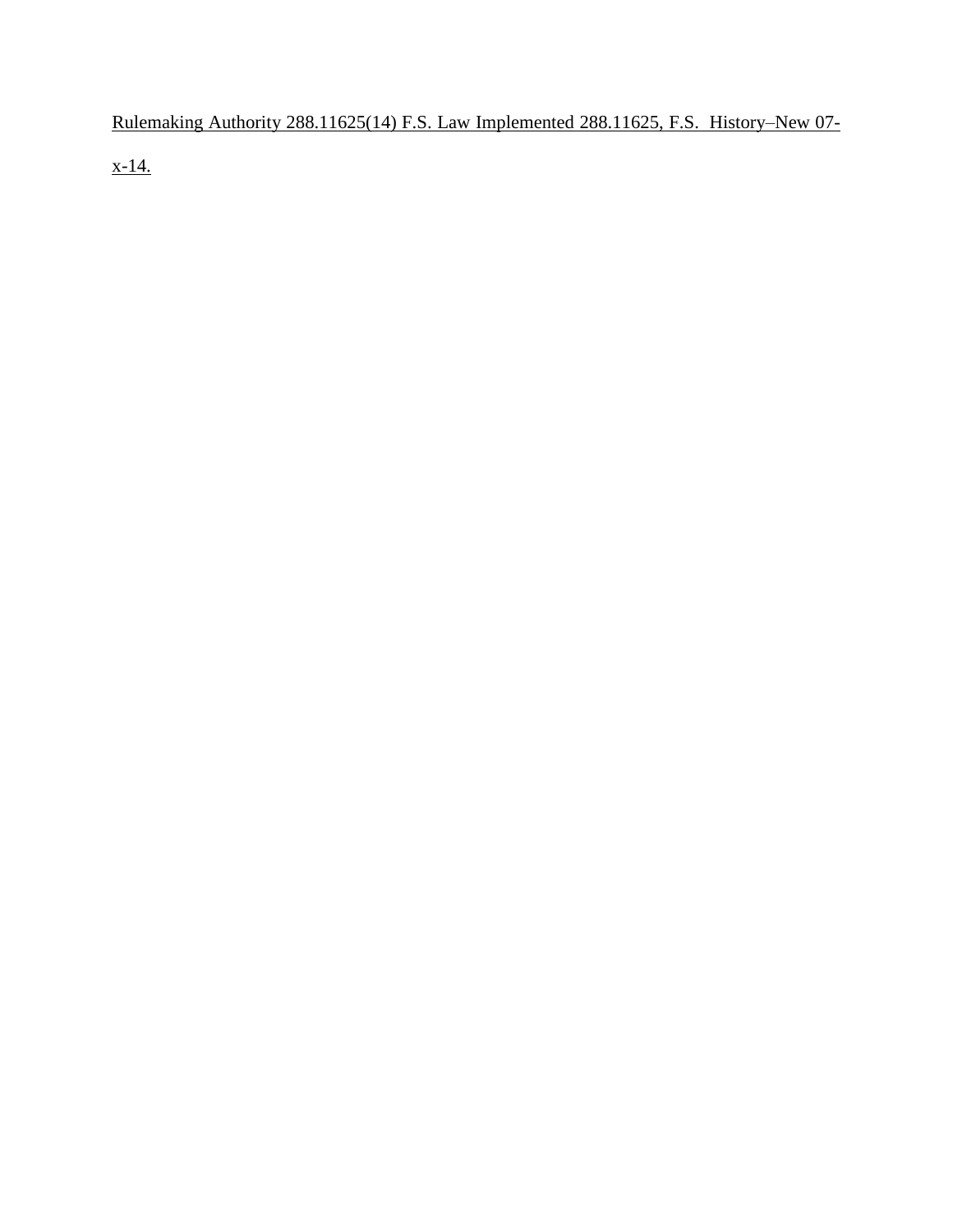Rulemaking Authority 288.11625(14) F.S. Law Implemented 288.11625, F.S. History–New 07-x-14.